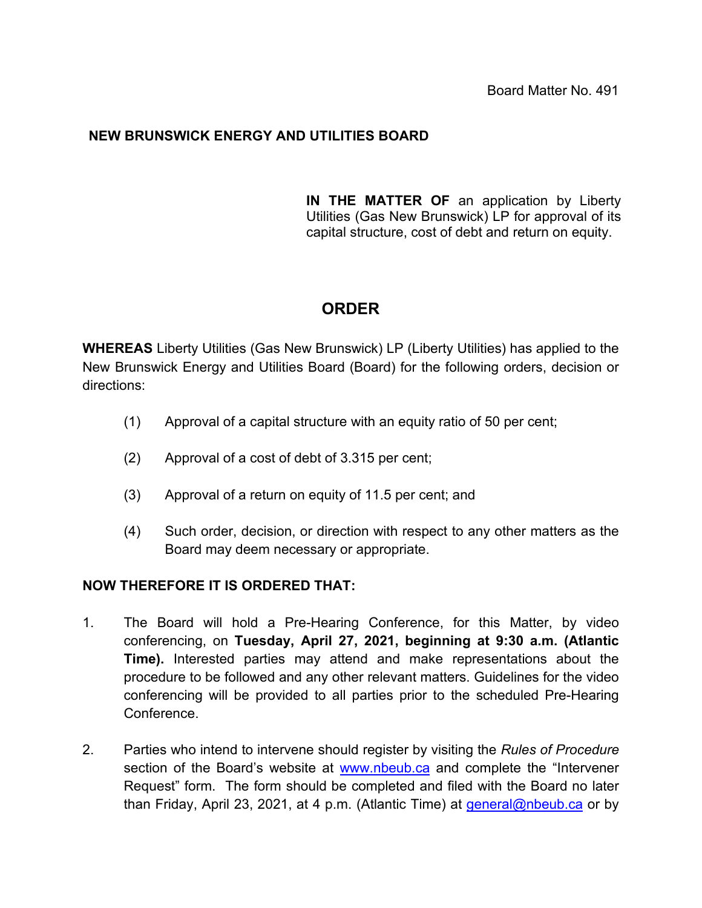Board Matter No. 491

**NEW BRUNSWICK ENERGY AND UTILITIES BOARD**

**IN THE MATTER OF** an application by Liberty Utilities (Gas New Brunswick) LP for approval of its capital structure, cost of debt and return on equity.

# ORDER

**WHEREAS** Liberty Utilities (Gas New Brunswick) LP (Liberty Utilities) has applied to the New Brunswick Energy and Utilities Board (Board) for the following orders, decision or directions:

(1) Approval of a capital structure with an equity ratio of 50 per cent;

(2) Approval of a cost of debt of 3.315 per cent;

(3) Approval of a return on equity of 11.5 per cent; and

(4) Such order, decision, or direction with respect to any other matters as the Board may deem necessary or appropriate.

**NOW THEREFORE IT IS ORDERED THAT:**

1. The Board will hold a Pre-Hearing Conference, for this Matter, by video conferencing, on **Tuesday, April 27, 2021, beginning at 9:30 a.m. (Atlantic Time).** Interested parties may attend and make representations about the procedure to be followed and any other relevant matters. Guidelines for the video conferencing will be provided to all parties prior to the scheduled Pre-Hearing Conference.

2. Parties who intend to intervene should register by visiting the *Rules of Procedure* section of the Board's website at www.nbeub.ca and complete the "Intervener Request" form. The form should be completed and filed with the Board no later than Friday, April 23, 2021, at 4 p.m. (Atlantic Time) at general@nbeub.ca or by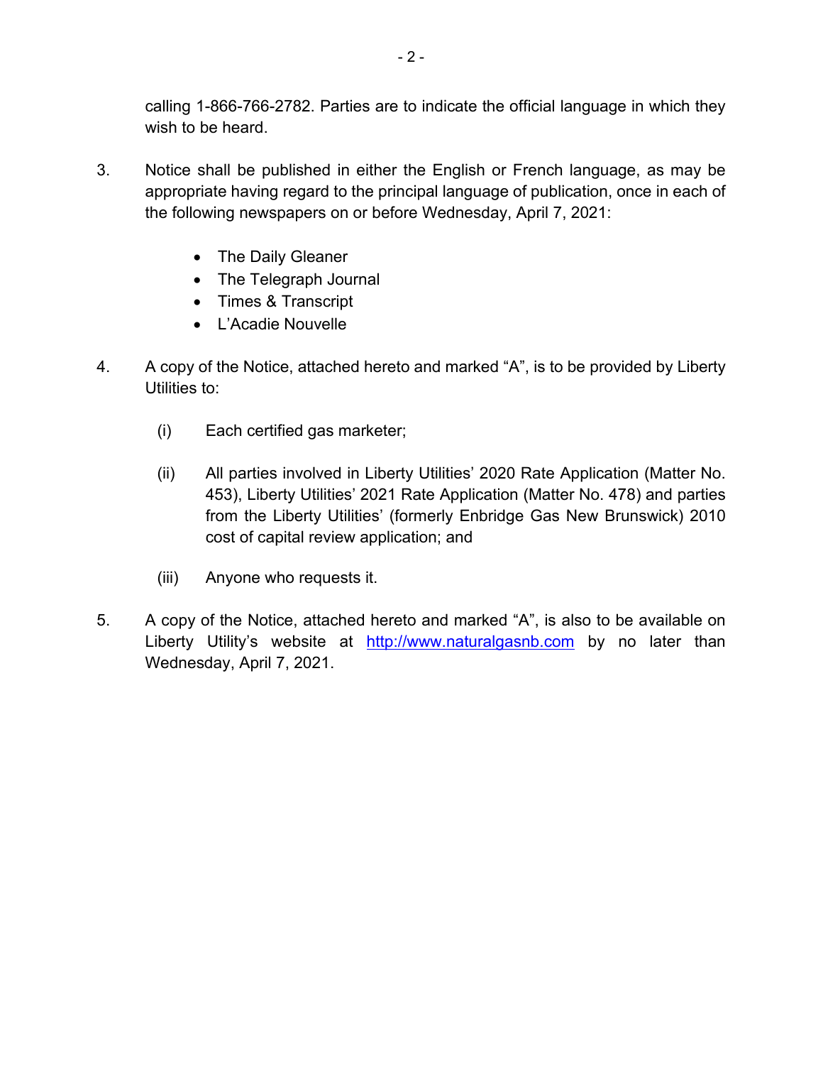calling 1-866-766-2782. Parties are to indicate the official language in which they wish to be heard.

3. Notice shall be published in either the English or French language, as may be appropriate having regard to the principal language of publication, once in each of the following newspapers on or before Wednesday, April 7, 2021:

   - The Daily Gleaner
   - The Telegraph Journal
   - Times & Transcript
   - L'Acadie Nouvelle

4. A copy of the Notice, attached hereto and marked "A", is to be provided by Liberty Utilities to:

   (i) Each certified gas marketer;

   (ii) All parties involved in Liberty Utilities' 2020 Rate Application (Matter No. 453), Liberty Utilities' 2021 Rate Application (Matter No. 478) and parties from the Liberty Utilities' (formerly Enbridge Gas New Brunswick) 2010 cost of capital review application; and

   (iii) Anyone who requests it.

5. A copy of the Notice, attached hereto and marked "A", is also to be available on Liberty Utility's website at http://www.naturalgasnb.com by no later than Wednesday, April 7, 2021.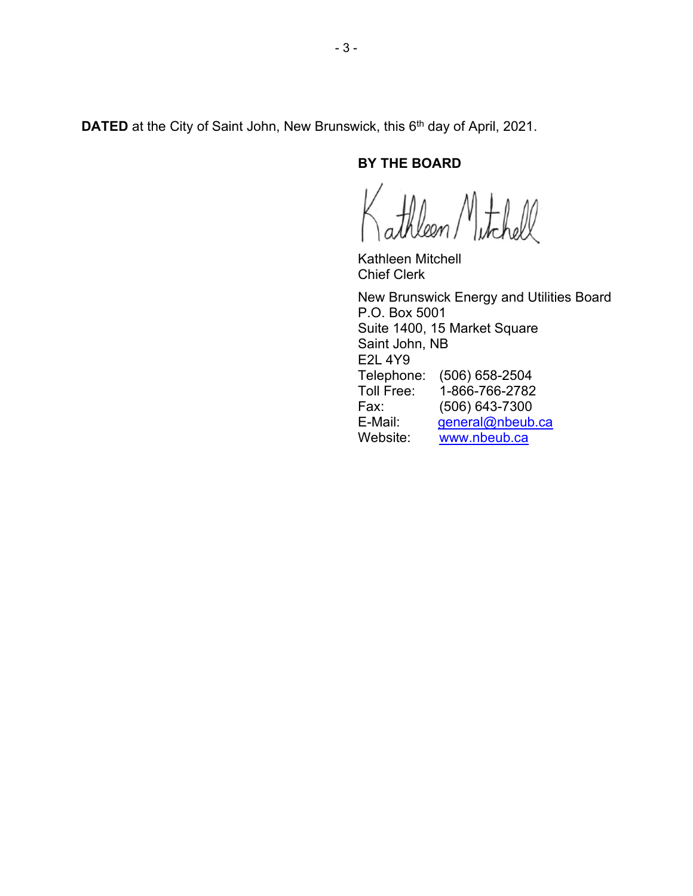**DATED** at the City of Saint John, New Brunswick, this 6th day of April, 2021.

**BY THE BOARD**

Kathleen Mitchell
Chief Clerk

New Brunswick Energy and Utilities Board
P.O. Box 5001
Suite 1400, 15 Market Square
Saint John, NB
E2L 4Y9
Telephone: (506) 658-2504
Toll Free: 1-866-766-2782
Fax: (506) 643-7300
E-Mail: general@nbeub.ca
Website: www.nbeub.ca